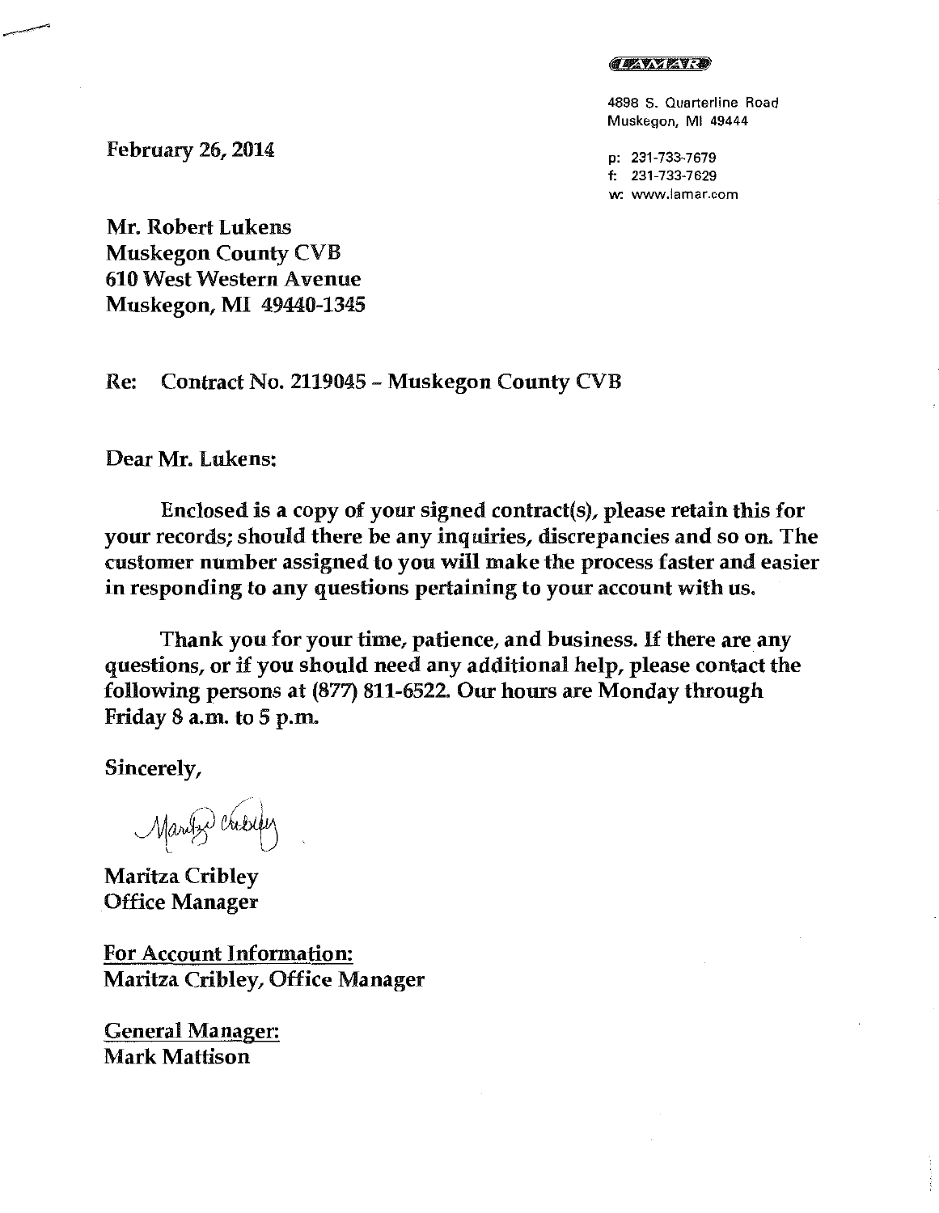LAMAR

4898 S. Quarterline Road
Muskegon, MI 49444

p: 231-733-7679
f: 231-733-7629
w: www.lamar.com

February 26, 2014

Mr. Robert Lukens
Muskegon County CVB
610 West Western Avenue
Muskegon, MI 49440-1345

Re: Contract No. 2119045 - Muskegon County CVB

Dear Mr. Lukens:

Enclosed is a copy of your signed contract(s), please retain this for your records; should there be any inquiries, discrepancies and so on. The customer number assigned to you will make the process faster and easier in responding to any questions pertaining to your account with us.

Thank you for your time, patience, and business. If there are any questions, or if you should need any additional help, please contact the following persons at (877) 811-6522. Our hours are Monday through Friday 8 a.m. to 5 p.m.

Sincerely,

Maritza Cribley
Office Manager

For Account Information:
Maritza Cribley, Office Manager

General Manager:
Mark Mattison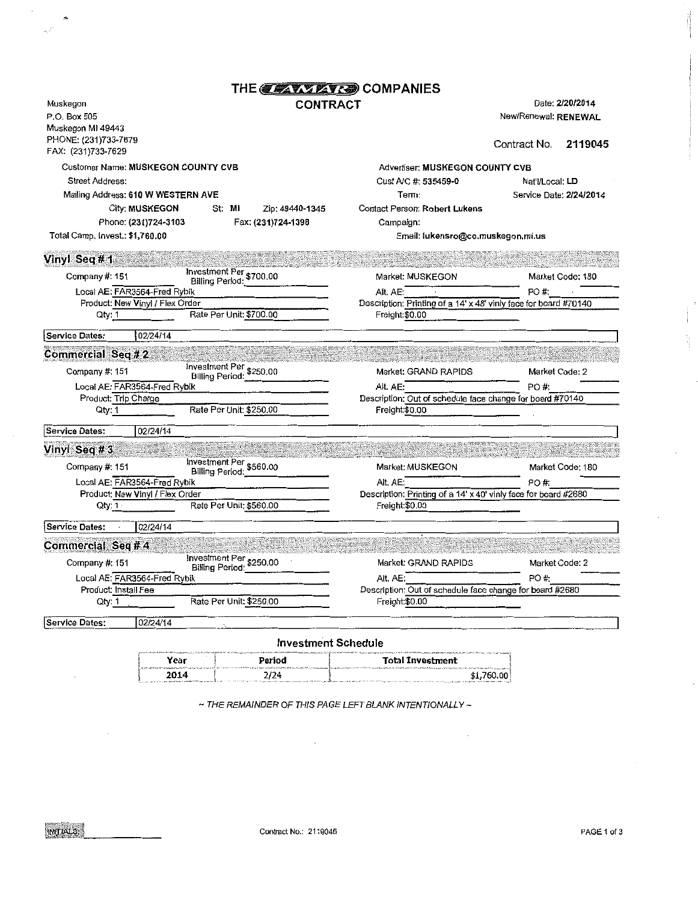# THE LAMAR COMPANIES

## CONTRACT

Muskegon
P.O. Box 505
Muskegon MI 49443
PHONE: (231)733-7679
FAX: (231)733-7629

Date: 2/20/2014
New/Renewal: RENEWAL

Contract No. 2119045

Customer Name: MUSKEGON COUNTY CVB
Street Address:
Mailing Address: 610 W WESTERN AVE
City: MUSKEGON St: MI Zip: 49440-1345
Phone: (231)724-3103 Fax: (231)724-1398
Total Camp. Invest.: $1,760.00

Advertiser: MUSKEGON COUNTY CVB
Cust A/C #: 535459-0 Nat'l/Local: LD
Term: Service Date: 2/24/2014
Contact Person: Robert Lukens
Campaign:
Email: lukensro@co.muskegon.mi.us

### Vinyl Seq # 1

Company #: 151 Investment Per Billing Period: $700.00
Local AE: FAR3564-Fred Rybik
Product: New Vinyl / Flex Order
Qty: 1 Rate Per Unit: $700.00

Market: MUSKEGON Market Code: 180
Alt. AE: PO #:
Description: Printing of a 14' x 48' vinly face for board #70140
Freight: $0.00

Service Dates: 02/24/14

### Commercial Seq # 2

Company #: 151 Investment Per Billing Period: $250.00
Local AE: FAR3564-Fred Rybik
Product: Trip Charge
Qty: 1 Rate Per Unit: $250.00

Market: GRAND RAPIDS Market Code: 2
Alt. AE: PO #:
Description: Out of schedule face change for board #70140
Freight: $0.00

Service Dates: 02/24/14

### Vinyl Seq # 3

Company #: 151 Investment Per Billing Period: $560.00
Local AE: FAR3564-Fred Rybik
Product: New Vinyl / Flex Order
Qty: 1 Rate Per Unit: $560.00

Market: MUSKEGON Market Code: 180
Alt. AE: PO #:
Description: Printing of a 14' x 40' vinly face for board #2680
Freight: $0.00

Service Dates: 02/24/14

### Commercial Seq # 4

Company #: 151 Investment Per Billing Period: $250.00
Local AE: FAR3564-Fred Rybik
Product: Install Fee
Qty: 1 Rate Per Unit: $250.00

Market: GRAND RAPIDS Market Code: 2
Alt. AE: PO #:
Description: Out of schedule face change for board #2680
Freight: $0.00

Service Dates: 02/24/14

### Investment Schedule

| Year | Period | Total Investment |
|---|---|---|
| 2014 | 2/24 | $1,760.00 |

*~ THE REMAINDER OF THIS PAGE LEFT BLANK INTENTIONALLY ~*

INITIALS: ______

Contract No.: 2119045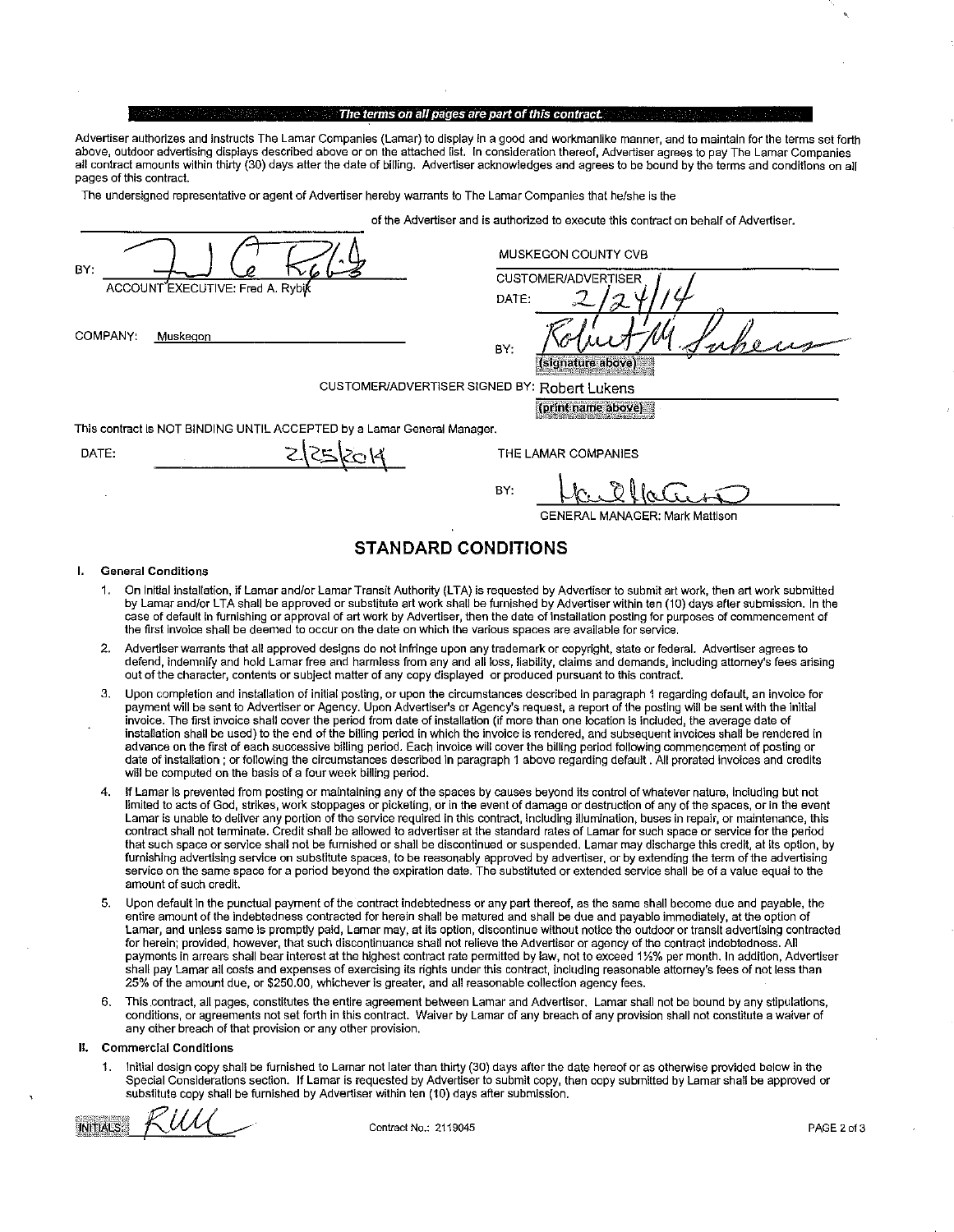**The terms on all pages are part of this contract.**

Advertiser authorizes and instructs The Lamar Companies (Lamar) to display in a good and workmanlike manner, and to maintain for the terms set forth above, outdoor advertising displays described above or on the attached list. In consideration thereof, Advertiser agrees to pay The Lamar Companies all contract amounts within thirty (30) days after the date of billing. Advertiser acknowledges and agrees to be bound by the terms and conditions on all pages of this contract.

The undersigned representative or agent of Advertiser hereby warrants to The Lamar Companies that he/she is the ______________________ of the Advertiser and is authorized to execute this contract on behalf of Advertiser.

BY: [signature]
ACCOUNT EXECUTIVE: Fred A. Rybik

COMPANY: Muskegon

MUSKEGON COUNTY CVB
CUSTOMER/ADVERTISER
DATE: 2/24/14

BY: [signature]
(signature above)

CUSTOMER/ADVERTISER SIGNED BY: Robert Lukens
(print name above)

This contract is NOT BINDING UNTIL ACCEPTED by a Lamar General Manager.

DATE: 2/25/2014

THE LAMAR COMPANIES

BY: [signature]
GENERAL MANAGER: Mark Mattison

## STANDARD CONDITIONS

### I. General Conditions

1. On initial installation, if Lamar and/or Lamar Transit Authority (LTA) is requested by Advertiser to submit art work, then art work submitted by Lamar and/or LTA shall be approved or substitute art work shall be furnished by Advertiser within ten (10) days after submission. In the case of default in furnishing or approval of art work by Advertiser, then the date of installation posting for purposes of commencement of the first invoice shall be deemed to occur on the date on which the various spaces are available for service.

2. Advertiser warrants that all approved designs do not infringe upon any trademark or copyright, state or federal. Advertiser agrees to defend, indemnify and hold Lamar free and harmless from any and all loss, liability, claims and demands, including attorney's fees arising out of the character, contents or subject matter of any copy displayed or produced pursuant to this contract.

3. Upon completion and installation of initial posting, or upon the circumstances described in paragraph 1 regarding default, an invoice for payment will be sent to Advertiser or Agency. Upon Advertiser's or Agency's request, a report of the posting will be sent with the initial invoice. The first invoice shall cover the period from date of installation (if more than one location is included, the average date of installation shall be used) to the end of the billing period in which the invoice is rendered, and subsequent invoices shall be rendered in advance on the first of each successive billing period. Each invoice will cover the billing period following commencement of posting or date of installation ; or following the circumstances described in paragraph 1 above regarding default . All prorated invoices and credits will be computed on the basis of a four week billing period.

4. If Lamar is prevented from posting or maintaining any of the spaces by causes beyond its control of whatever nature, including but not limited to acts of God, strikes, work stoppages or picketing, or in the event of damage or destruction of any of the spaces, or in the event Lamar is unable to deliver any portion of the service required in this contract, including illumination, buses in repair, or maintenance, this contract shall not terminate. Credit shall be allowed to advertiser at the standard rates of Lamar for such space or service for the period that such space or service shall not be furnished or shall be discontinued or suspended. Lamar may discharge this credit, at its option, by furnishing advertising service on substitute spaces, to be reasonably approved by advertiser, or by extending the term of the advertising service on the same space for a period beyond the expiration date. The substituted or extended service shall be of a value equal to the amount of such credit.

5. Upon default in the punctual payment of the contract indebtedness or any part thereof, as the same shall become due and payable, the entire amount of the indebtedness contracted for herein shall be matured and shall be due and payable immediately, at the option of Lamar, and unless same is promptly paid, Lamar may, at its option, discontinue without notice the outdoor or transit advertising contracted for herein; provided, however, that such discontinuance shall not relieve the Advertiser or agency of the contract indebtedness. All payments in arrears shall bear interest at the highest contract rate permitted by law, not to exceed 1½% per month. In addition, Advertiser shall pay Lamar all costs and expenses of exercising its rights under this contract, including reasonable attorney's fees of not less than 25% of the amount due, or $250.00, whichever is greater, and all reasonable collection agency fees.

6. This contract, all pages, constitutes the entire agreement between Lamar and Advertiser. Lamar shall not be bound by any stipulations, conditions, or agreements not set forth in this contract. Waiver by Lamar of any breach of any provision shall not constitute a waiver of any other breach of that provision or any other provision.

### II. Commercial Conditions

1. Initial design copy shall be furnished to Lamar not later than thirty (30) days after the date hereof or as otherwise provided below in the Special Considerations section. If Lamar is requested by Advertiser to submit copy, then copy submitted by Lamar shall be approved or substitute copy shall be furnished by Advertiser within ten (10) days after submission.

INITIALS: RML

Contract No.: 2119045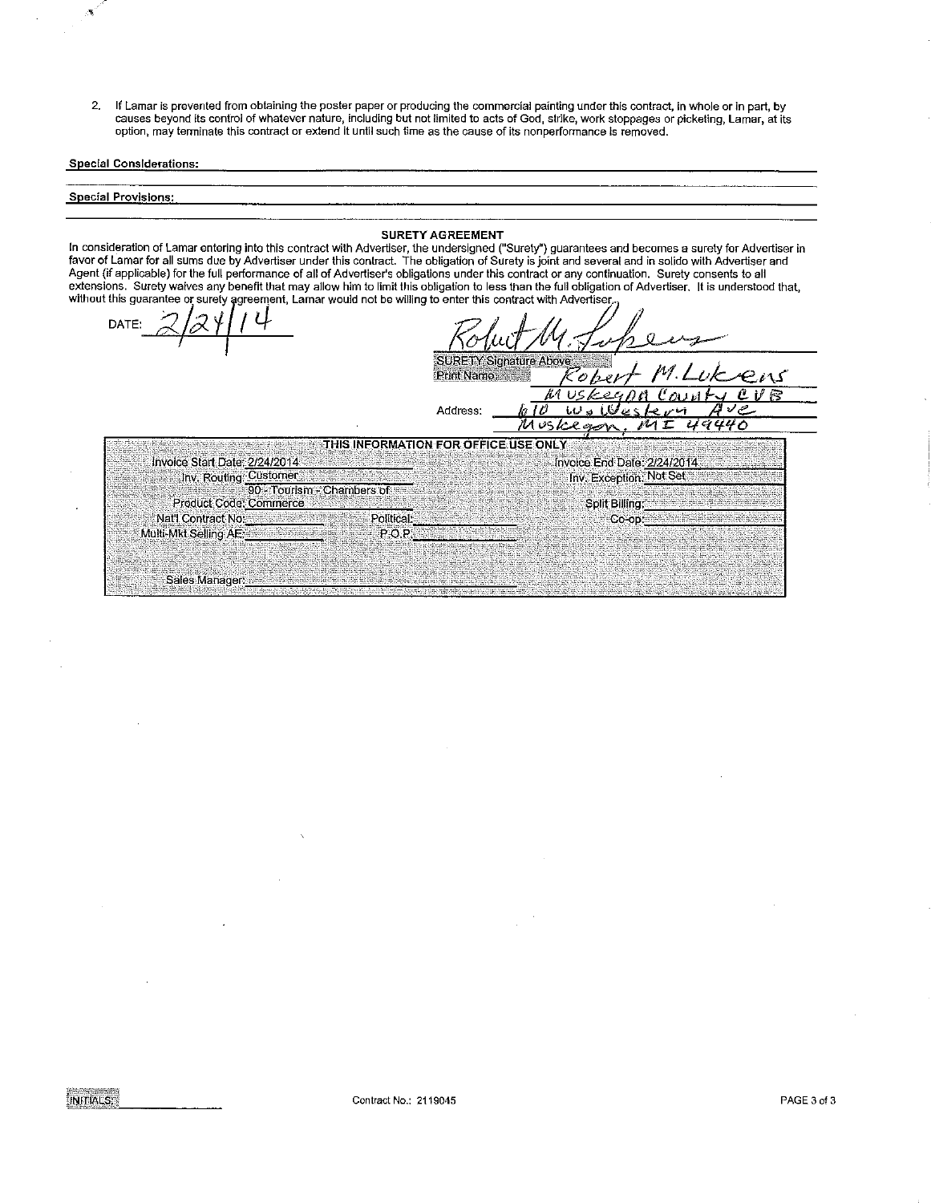2. If Lamar is prevented from obtaining the poster paper or producing the commercial painting under this contract, in whole or in part, by causes beyond its control of whatever nature, including but not limited to acts of God, strike, work stoppages or picketing, Lamar, at its option, may terminate this contract or extend it until such time as the cause of its nonperformance is removed.

**Special Considerations:**

**Special Provisions:**

## SURETY AGREEMENT

In consideration of Lamar entering into this contract with Advertiser, the undersigned ("Surety") guarantees and becomes a surety for Advertiser in favor of Lamar for all sums due by Advertiser under this contract. The obligation of Surety is joint and several and in solido with Advertiser and Agent (if applicable) for the full performance of all of Advertiser's obligations under this contract or any continuation. Surety consents to all extensions. Surety waives any benefit that may allow him to limit this obligation to less than the full obligation of Advertiser. It is understood that, without this guarantee or surety agreement, Lamar would not be willing to enter this contract with Advertiser.

DATE: 2/24/14

Robert M. Lukens
SURETY Signature Above

Print Name: Robert M. Lukens
Muskegon County CVB

Address: 610 W. Western Ave
Muskegon, MI 49440

**THIS INFORMATION FOR OFFICE USE ONLY**

Invoice Start Date: 2/24/2014
Invoice End Date: 2/24/2014
Inv. Routing: Customer
Inv. Exception: Not Set
Product Code: 90 - Tourism - Chambers of Commerce
Split Billing:
Nat'l Contract No:
Political:
Co-op:
Multi-Mkt Selling AE:
P.O.P.:
Sales Manager:

INITIALS:

Contract No.: 2119045